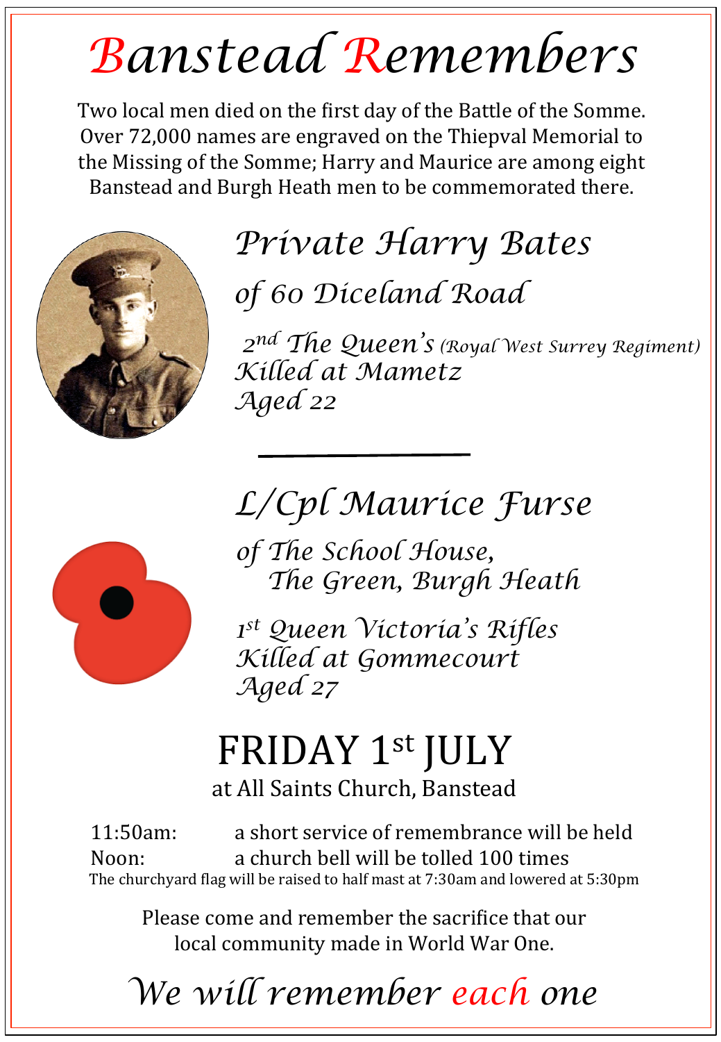# Banstead Remembers

Two local men died on the first day of the Battle of the Somme. Over 72,000 names are engraved on the Thiepval Memorial to the Missing of the Somme; Harry and Maurice are among eight Banstead and Burgh Heath men to be commemorated there.

## *Private Harry Bates*

*of 60 Diceland Road*

*2nd The Queen's (Royal West Surrey Regiment)*
*Killed at Mametz*
*Aged 22*

---

## *L/Cpl Maurice Furse*

*of The School House,*
*The Green, Burgh Heath*

*1st Queen Victoria's Rifles*
*Killed at Gommecourt*
*Aged 27*

# FRIDAY 1st JULY

at All Saints Church, Banstead

11:50am: a short service of remembrance will be held
Noon: a church bell will be tolled 100 times

The churchyard flag will be raised to half mast at 7:30am and lowered at 5:30pm

Please come and remember the sacrifice that our local community made in World War One.

*We will remember each one*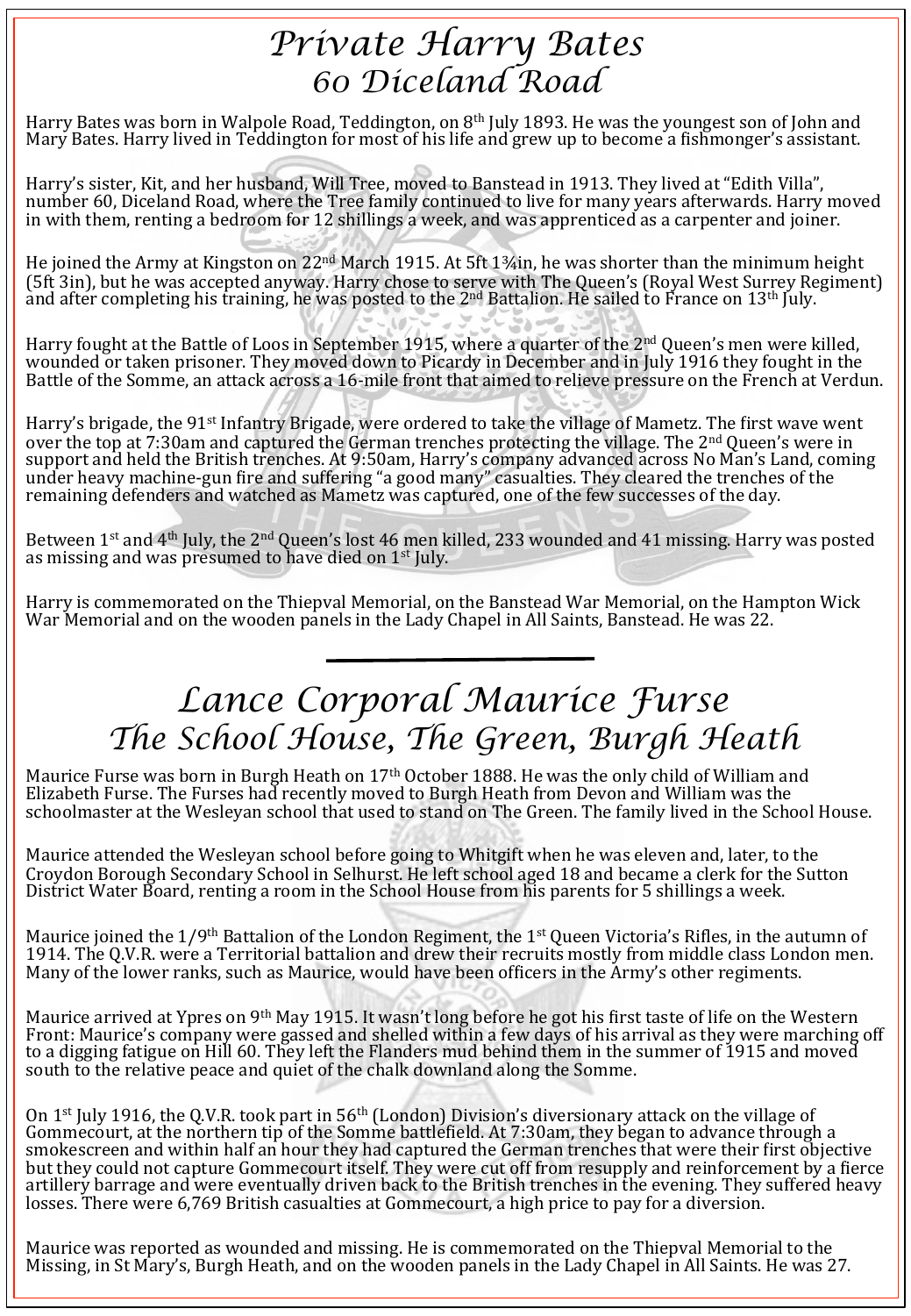# *Private Harry Bates*
## *60 Diceland Road*

Harry Bates was born in Walpole Road, Teddington, on 8th July 1893. He was the youngest son of John and Mary Bates. Harry lived in Teddington for most of his life and grew up to become a fishmonger's assistant.

Harry's sister, Kit, and her husband, Will Tree, moved to Banstead in 1913. They lived at "Edith Villa", number 60, Diceland Road, where the Tree family continued to live for many years afterwards. Harry moved in with them, renting a bedroom for 12 shillings a week, and was apprenticed as a carpenter and joiner.

He joined the Army at Kingston on 22nd March 1915. At 5ft 1¾in, he was shorter than the minimum height (5ft 3in), but he was accepted anyway. Harry chose to serve with The Queen's (Royal West Surrey Regiment) and after completing his training, he was posted to the 2nd Battalion. He sailed to France on 13th July.

Harry fought at the Battle of Loos in September 1915, where a quarter of the 2nd Queen's men were killed, wounded or taken prisoner. They moved down to Picardy in December and in July 1916 they fought in the Battle of the Somme, an attack across a 16-mile front that aimed to relieve pressure on the French at Verdun.

Harry's brigade, the 91st Infantry Brigade, were ordered to take the village of Mametz. The first wave went over the top at 7:30am and captured the German trenches protecting the village. The 2nd Queen's were in support and held the British trenches. At 9:50am, Harry's company advanced across No Man's Land, coming under heavy machine-gun fire and suffering "a good many" casualties. They cleared the trenches of the remaining defenders and watched as Mametz was captured, one of the few successes of the day.

Between 1st and 4th July, the 2nd Queen's lost 46 men killed, 233 wounded and 41 missing. Harry was posted as missing and was presumed to have died on 1st July.

Harry is commemorated on the Thiepval Memorial, on the Banstead War Memorial, on the Hampton Wick War Memorial and on the wooden panels in the Lady Chapel in All Saints, Banstead. He was 22.

---

# *Lance Corporal Maurice Furse*
## *The School House, The Green, Burgh Heath*

Maurice Furse was born in Burgh Heath on 17th October 1888. He was the only child of William and Elizabeth Furse. The Furses had recently moved to Burgh Heath from Devon and William was the schoolmaster at the Wesleyan school that used to stand on The Green. The family lived in the School House.

Maurice attended the Wesleyan school before going to Whitgift when he was eleven and, later, to the Croydon Borough Secondary School in Selhurst. He left school aged 18 and became a clerk for the Sutton District Water Board, renting a room in the School House from his parents for 5 shillings a week.

Maurice joined the 1/9th Battalion of the London Regiment, the 1st Queen Victoria's Rifles, in the autumn of 1914. The Q.V.R. were a Territorial battalion and drew their recruits mostly from middle class London men. Many of the lower ranks, such as Maurice, would have been officers in the Army's other regiments.

Maurice arrived at Ypres on 9th May 1915. It wasn't long before he got his first taste of life on the Western Front: Maurice's company were gassed and shelled within a few days of his arrival as they were marching off to a digging fatigue on Hill 60. They left the Flanders mud behind them in the summer of 1915 and moved south to the relative peace and quiet of the chalk downland along the Somme.

On 1st July 1916, the Q.V.R. took part in 56th (London) Division's diversionary attack on the village of Gommecourt, at the northern tip of the Somme battlefield. At 7:30am, they began to advance through a smokescreen and within half an hour they had captured the German trenches that were their first objective but they could not capture Gommecourt itself. They were cut off from resupply and reinforcement by a fierce artillery barrage and were eventually driven back to the British trenches in the evening. They suffered heavy losses. There were 6,769 British casualties at Gommecourt, a high price to pay for a diversion.

Maurice was reported as wounded and missing. He is commemorated on the Thiepval Memorial to the Missing, in St Mary's, Burgh Heath, and on the wooden panels in the Lady Chapel in All Saints. He was 27.